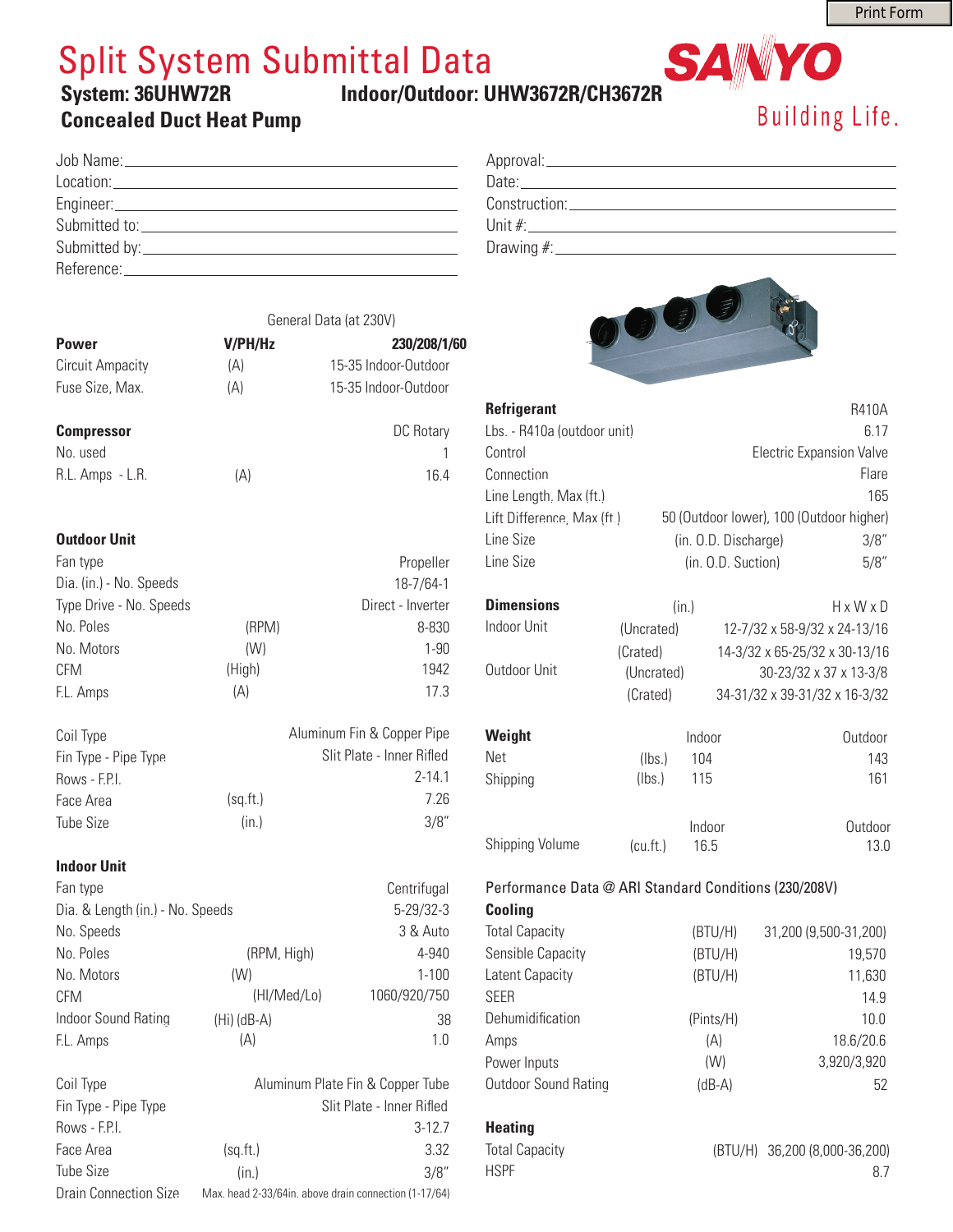# Split System Submittal Data

**System: 36UHW72R** **Indoor/Outdoor: UHW3672R/CH3672R**

**Concealed Duct Heat Pump**

SANYO Building Life.

Job Name: ____________________
Location: ____________________
Engineer: ____________________
Submitted to: ____________________
Submitted by: ____________________
Reference: ____________________

Approval: ____________________
Date: ____________________
Construction: ____________________
Unit #: ____________________
Drawing #: ____________________

General Data (at 230V)

| **Power** | **V/PH/Hz** | **230/208/1/60** |
|---|---|---|
| Circuit Ampacity | (A) | 15-35 Indoor-Outdoor |
| Fuse Size, Max. | (A) | 15-35 Indoor-Outdoor |
| | | |
| **Compressor** | | DC Rotary |
| No. used | | 1 |
| R.L. Amps - L.R. | (A) | 16.4 |
| | | |
| **Outdoor Unit** | | |
| Fan type | | Propeller |
| Dia. (in.) - No. Speeds | | 18-7/64-1 |
| Type Drive - No. Speeds | | Direct - Inverter |
| No. Poles | (RPM) | 8-830 |
| No. Motors | (W) | 1-90 |
| CFM | (High) | 1942 |
| F.L. Amps | (A) | 17.3 |
| | | |
| Coil Type | | Aluminum Fin & Copper Pipe |
| Fin Type - Pipe Type | | Slit Plate - Inner Rifled |
| Rows - F.P.I. | | 2-14.1 |
| Face Area | (sq.ft.) | 7.26 |
| Tube Size | (in.) | 3/8" |
| | | |
| **Indoor Unit** | | |
| Fan type | | Centrifugal |
| Dia. & Length (in.) - No. Speeds | | 5-29/32-3 |
| No. Speeds | | 3 & Auto |
| No. Poles | (RPM, High) | 4-940 |
| No. Motors | (W) | 1-100 |
| CFM | (HI/Med/Lo) | 1060/920/750 |
| Indoor Sound Rating | (Hi) (dB-A) | 38 |
| F.L. Amps | (A) | 1.0 |
| | | |
| Coil Type | | Aluminum Plate Fin & Copper Tube |
| Fin Type - Pipe Type | | Slit Plate - Inner Rifled |
| Rows - F.P.I. | | 3-12.7 |
| Face Area | (sq.ft.) | 3.32 |
| Tube Size | (in.) | 3/8" |
| Drain Connection Size | Max. head 2-33/64in. above drain connection (1-17/64) | |

| **Refrigerant** | | R410A |
|---|---|---|
| Lbs. - R410a (outdoor unit) | | 6.17 |
| Control | | Electric Expansion Valve |
| Connection | | Flare |
| Line Length, Max (ft.) | | 165 |
| Lift Difference, Max (ft.) | | 50 (Outdoor lower), 100 (Outdoor higher) |
| Line Size | (in. O.D. Discharge) | 3/8" |
| Line Size | (in. O.D. Suction) | 5/8" |

| **Dimensions** | (in.) | H x W x D |
|---|---|---|
| Indoor Unit | (Uncrated) | 12-7/32 x 58-9/32 x 24-13/16 |
| | (Crated) | 14-3/32 x 65-25/32 x 30-13/16 |
| Outdoor Unit | (Uncrated) | 30-23/32 x 37 x 13-3/8 |
| | (Crated) | 34-31/32 x 39-31/32 x 16-3/32 |

| **Weight** | | Indoor | Outdoor |
|---|---|---|---|
| Net | (lbs.) | 104 | 143 |
| Shipping | (lbs.) | 115 | 161 |

| | | Indoor | Outdoor |
|---|---|---|---|
| Shipping Volume | (cu.ft.) | 16.5 | 13.0 |

Performance Data @ ARI Standard Conditions (230/208V)

| **Cooling** | | |
|---|---|---|
| Total Capacity | (BTU/H) | 31,200 (9,500-31,200) |
| Sensible Capacity | (BTU/H) | 19,570 |
| Latent Capacity | (BTU/H) | 11,630 |
| SEER | | 14.9 |
| Dehumidification | (Pints/H) | 10.0 |
| Amps | (A) | 18.6/20.6 |
| Power Inputs | (W) | 3,920/3,920 |
| Outdoor Sound Rating | (dB-A) | 52 |
| | | |
| **Heating** | | |
| Total Capacity | (BTU/H) | 36,200 (8,000-36,200) |
| HSPF | | 8.7 |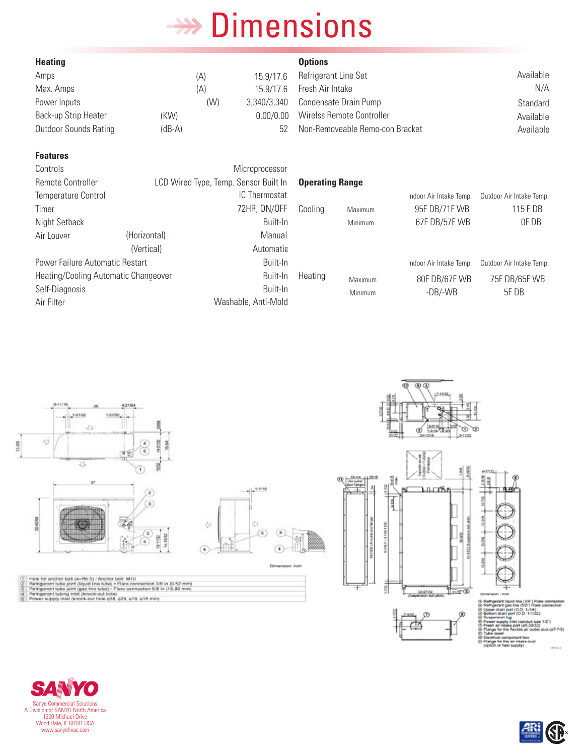# Dimensions

## Heating

| | | |
|---|---|---|
| Amps | (A) | 15.9/17.6 |
| Max. Amps | (A) | 15.9/17.6 |
| Power Inputs | (W) | 3,340/3,340 |
| Back-up Strip Heater | (KW) | 0.00/0.00 |
| Outdoor Sounds Rating | (dB-A) | 52 |

## Features

| | | |
|---|---|---|
| Controls | | Microprocessor |
| Remote Controller | | LCD Wired Type, Temp. Sensor Built In |
| Temperature Control | | IC Thermostat |
| Timer | | 72HR, ON/OFF |
| Night Setback | | Built-In |
| Air Louver | (Horizontal) | Manual |
| | (Vertical) | Automatic |
| Power Failure Automatic Restart | | Built-In |
| Heating/Cooling Automatic Changeover | | Built-In |
| Self-Diagnosis | | Built-In |
| Air Filter | | Washable, Anti-Mold |

## Options

| | |
|---|---|
| Refrigerant Line Set | Available |
| Fresh Air Intake | N/A |
| Condensate Drain Pump | Standard |
| Wirelss Remote Controller | Available |
| Non-Removeable Remo-con Bracket | Available |

## Operating Range

| | | Indoor Air Intake Temp. | Outdoor Air Intake Temp. |
|---|---|---|---|
| Cooling | Maximum | 95F DB/71F WB | 115 F DB |
| | Minimum | 67F DB/57F WB | 0F DB |
| Heating | Maximum | 80F DB/67F WB | 75F DB/65F WB |
| | Minimum | -DB/-WB | 5F DB |

Dimension: inch

1. Hole for anchor bolt (4–R6.5) / Anchor bolt: M10
2. Refrigerant tube joint (liquid line tube) • Flare connection 3/8 in (9.52 mm)
3. Refrigerant tube joint (gas line tube) • Flare connection 5/8 in (15.88 mm)
4. Refrigerant tubing inlet (knock-out hole)
5. Power supply inlet (knock-out hole ø38, ø29, ø19, ø16 mm)

Dimension: inch

1. Refrigerant liquid line (3/8") Flare connection
2. Refrigerant gas line (5/8") Flare connection
3. Upper drain port (O.D. 1-1/4)
4. Bottom drain port (O.D. 1-1/32)
5. Suspension lug
6. Power supply inlet (conduit size 1/2")
7. Fresh air intake port (ø5-29/32)
8. Flange for the flexible air outlet duct (ø7-7/8)
9. Tube cover
10. Electrical component box
11. Flange for the air intake duct (option or field supply)

Sanyo Commercial Solutions
A Division of SANYO North America
1300 Michael Drive
Wood Dale, IL 60191 USA
www.sanyohvac.com